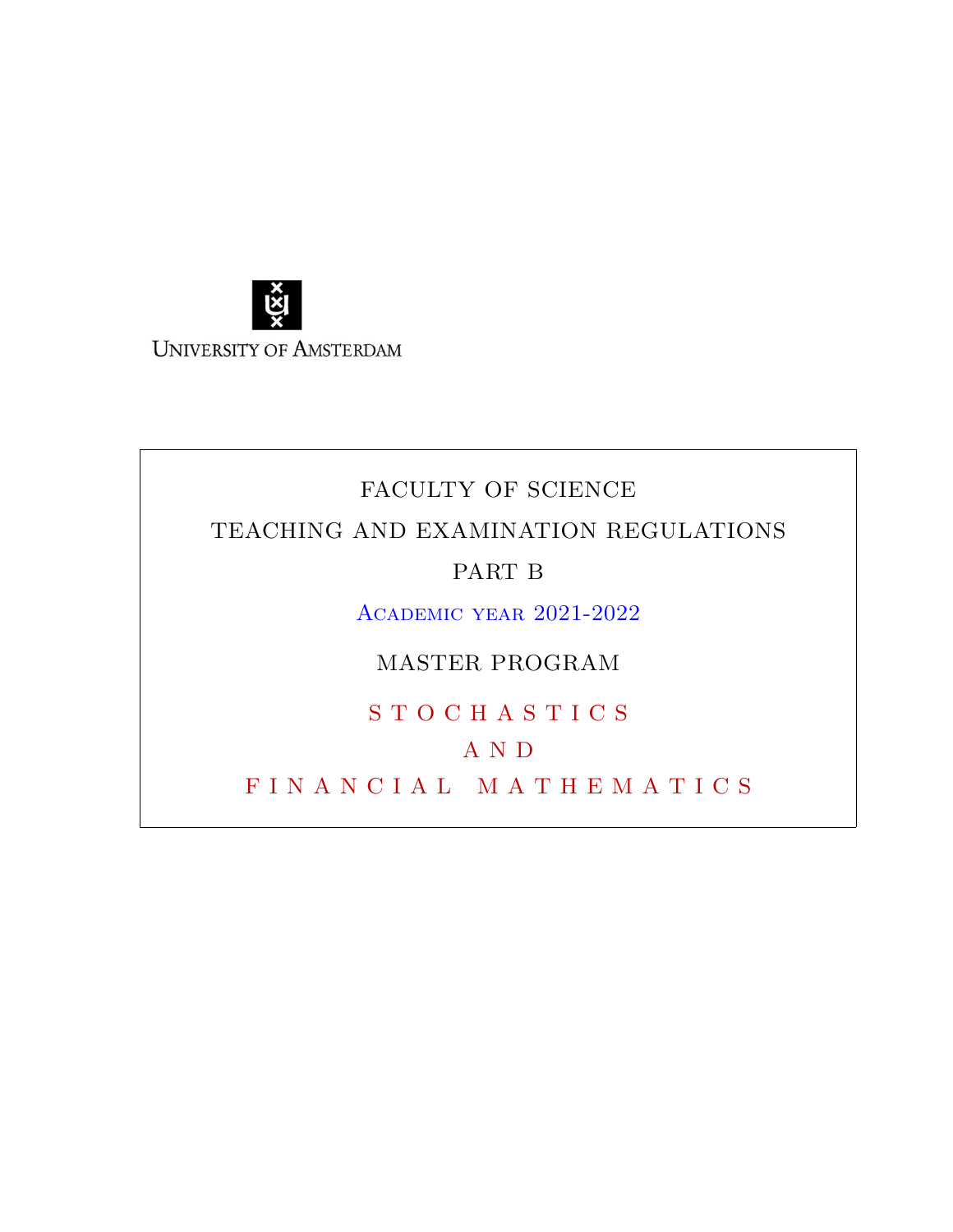UNIVERSITY OF AMSTERDAM

FACULTY OF SCIENCE

TEACHING AND EXAMINATION REGULATIONS

PART B

Academic year 2021-2022

MASTER PROGRAM

# STOCHASTICS AND FINANCIAL MATHEMATICS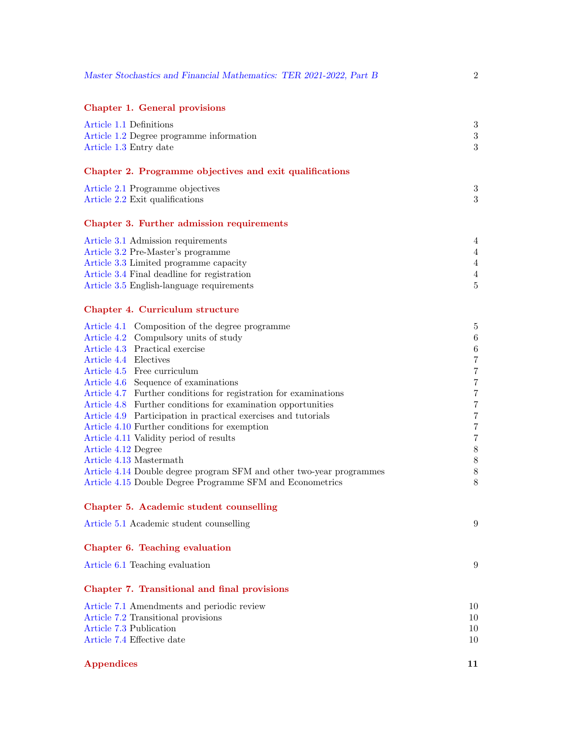Master Stochastics and Financial Mathematics: TER 2021-2022, Part B 2

**Chapter 1. General provisions**

Article 1.1 Definitions 3
Article 1.2 Degree programme information 3
Article 1.3 Entry date 3

**Chapter 2. Programme objectives and exit qualifications**

Article 2.1 Programme objectives 3
Article 2.2 Exit qualifications 3

**Chapter 3. Further admission requirements**

Article 3.1 Admission requirements 4
Article 3.2 Pre-Master's programme 4
Article 3.3 Limited programme capacity 4
Article 3.4 Final deadline for registration 4
Article 3.5 English-language requirements 5

**Chapter 4. Curriculum structure**

Article 4.1 Composition of the degree programme 5
Article 4.2 Compulsory units of study 6
Article 4.3 Practical exercise 6
Article 4.4 Electives 7
Article 4.5 Free curriculum 7
Article 4.6 Sequence of examinations 7
Article 4.7 Further conditions for registration for examinations 7
Article 4.8 Further conditions for examination opportunities 7
Article 4.9 Participation in practical exercises and tutorials 7
Article 4.10 Further conditions for exemption 7
Article 4.11 Validity period of results 7
Article 4.12 Degree 8
Article 4.13 Mastermath 8
Article 4.14 Double degree program SFM and other two-year programmes 8
Article 4.15 Double Degree Programme SFM and Econometrics 8

**Chapter 5. Academic student counselling**

Article 5.1 Academic student counselling 9

**Chapter 6. Teaching evaluation**

Article 6.1 Teaching evaluation 9

**Chapter 7. Transitional and final provisions**

Article 7.1 Amendments and periodic review 10
Article 7.2 Transitional provisions 10
Article 7.3 Publication 10
Article 7.4 Effective date 10

**Appendices** **11**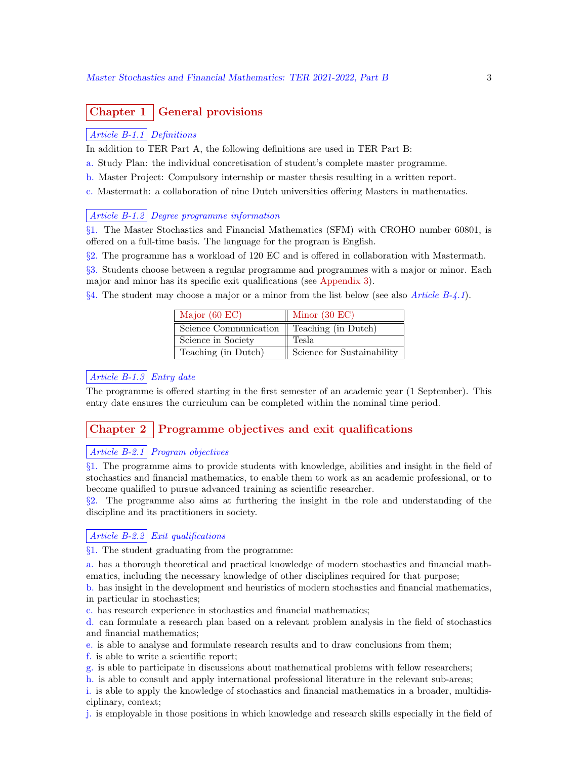# Chapter 1 General provisions

### Article B-1.1 Definitions

In addition to TER Part A, the following definitions are used in TER Part B:

a. Study Plan: the individual concretisation of student's complete master programme.

b. Master Project: Compulsory internship or master thesis resulting in a written report.

c. Mastermath: a collaboration of nine Dutch universities offering Masters in mathematics.

### Article B-1.2 Degree programme information

§1. The Master Stochastics and Financial Mathematics (SFM) with CROHO number 60801, is offered on a full-time basis. The language for the program is English.

§2. The programme has a workload of 120 EC and is offered in collaboration with Mastermath.

§3. Students choose between a regular programme and programmes with a major or minor. Each major and minor has its specific exit qualifications (see Appendix 3).

§4. The student may choose a major or a minor from the list below (see also *Article B-4.1*).

| Major (60 EC) | Minor (30 EC) |
|---|---|
| Science Communication | Teaching (in Dutch) |
| Science in Society | Tesla |
| Teaching (in Dutch) | Science for Sustainability |

### Article B-1.3 Entry date

The programme is offered starting in the first semester of an academic year (1 September). This entry date ensures the curriculum can be completed within the nominal time period.

# Chapter 2 Programme objectives and exit qualifications

### Article B-2.1 Program objectives

§1. The programme aims to provide students with knowledge, abilities and insight in the field of stochastics and financial mathematics, to enable them to work as an academic professional, or to become qualified to pursue advanced training as scientific researcher.

§2. The programme also aims at furthering the insight in the role and understanding of the discipline and its practitioners in society.

### Article B-2.2 Exit qualifications

§1. The student graduating from the programme:

a. has a thorough theoretical and practical knowledge of modern stochastics and financial mathematics, including the necessary knowledge of other disciplines required for that purpose;

b. has insight in the development and heuristics of modern stochastics and financial mathematics, in particular in stochastics;

c. has research experience in stochastics and financial mathematics;

d. can formulate a research plan based on a relevant problem analysis in the field of stochastics and financial mathematics;

e. is able to analyse and formulate research results and to draw conclusions from them;

f. is able to write a scientific report;

g. is able to participate in discussions about mathematical problems with fellow researchers;

h. is able to consult and apply international professional literature in the relevant sub-areas;

i. is able to apply the knowledge of stochastics and financial mathematics in a broader, multidisciplinary, context;

j. is employable in those positions in which knowledge and research skills especially in the field of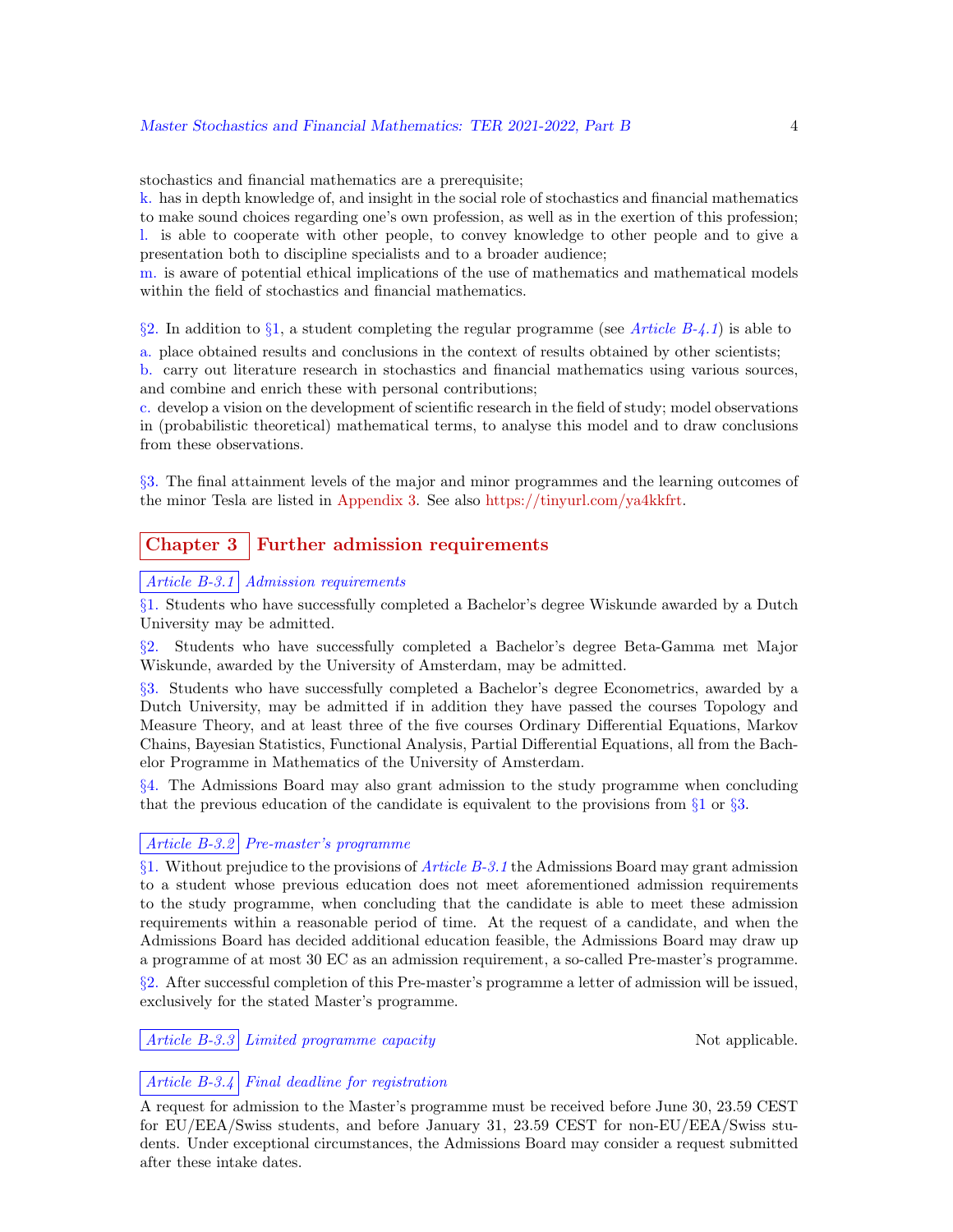stochastics and financial mathematics are a prerequisite;
k. has in depth knowledge of, and insight in the social role of stochastics and financial mathematics to make sound choices regarding one's own profession, as well as in the exertion of this profession;
l. is able to cooperate with other people, to convey knowledge to other people and to give a presentation both to discipline specialists and to a broader audience;
m. is aware of potential ethical implications of the use of mathematics and mathematical models within the field of stochastics and financial mathematics.

§2. In addition to §1, a student completing the regular programme (see *Article B-4.1*) is able to
a. place obtained results and conclusions in the context of results obtained by other scientists;
b. carry out literature research in stochastics and financial mathematics using various sources, and combine and enrich these with personal contributions;
c. develop a vision on the development of scientific research in the field of study; model observations in (probabilistic theoretical) mathematical terms, to analyse this model and to draw conclusions from these observations.

§3. The final attainment levels of the major and minor programmes and the learning outcomes of the minor Tesla are listed in Appendix 3. See also https://tinyurl.com/ya4kkfrt.

## Chapter 3 Further admission requirements

### *Article B-3.1* *Admission requirements*

§1. Students who have successfully completed a Bachelor's degree Wiskunde awarded by a Dutch University may be admitted.

§2. Students who have successfully completed a Bachelor's degree Beta-Gamma met Major Wiskunde, awarded by the University of Amsterdam, may be admitted.

§3. Students who have successfully completed a Bachelor's degree Econometrics, awarded by a Dutch University, may be admitted if in addition they have passed the courses Topology and Measure Theory, and at least three of the five courses Ordinary Differential Equations, Markov Chains, Bayesian Statistics, Functional Analysis, Partial Differential Equations, all from the Bachelor Programme in Mathematics of the University of Amsterdam.

§4. The Admissions Board may also grant admission to the study programme when concluding that the previous education of the candidate is equivalent to the provisions from §1 or §3.

### *Article B-3.2* *Pre-master's programme*

§1. Without prejudice to the provisions of *Article B-3.1* the Admissions Board may grant admission to a student whose previous education does not meet aforementioned admission requirements to the study programme, when concluding that the candidate is able to meet these admission requirements within a reasonable period of time. At the request of a candidate, and when the Admissions Board has decided additional education feasible, the Admissions Board may draw up a programme of at most 30 EC as an admission requirement, a so-called Pre-master's programme.

§2. After successful completion of this Pre-master's programme a letter of admission will be issued, exclusively for the stated Master's programme.

### *Article B-3.3* *Limited programme capacity*

Not applicable.

### *Article B-3.4* *Final deadline for registration*

A request for admission to the Master's programme must be received before June 30, 23.59 CEST for EU/EEA/Swiss students, and before January 31, 23.59 CEST for non-EU/EEA/Swiss students. Under exceptional circumstances, the Admissions Board may consider a request submitted after these intake dates.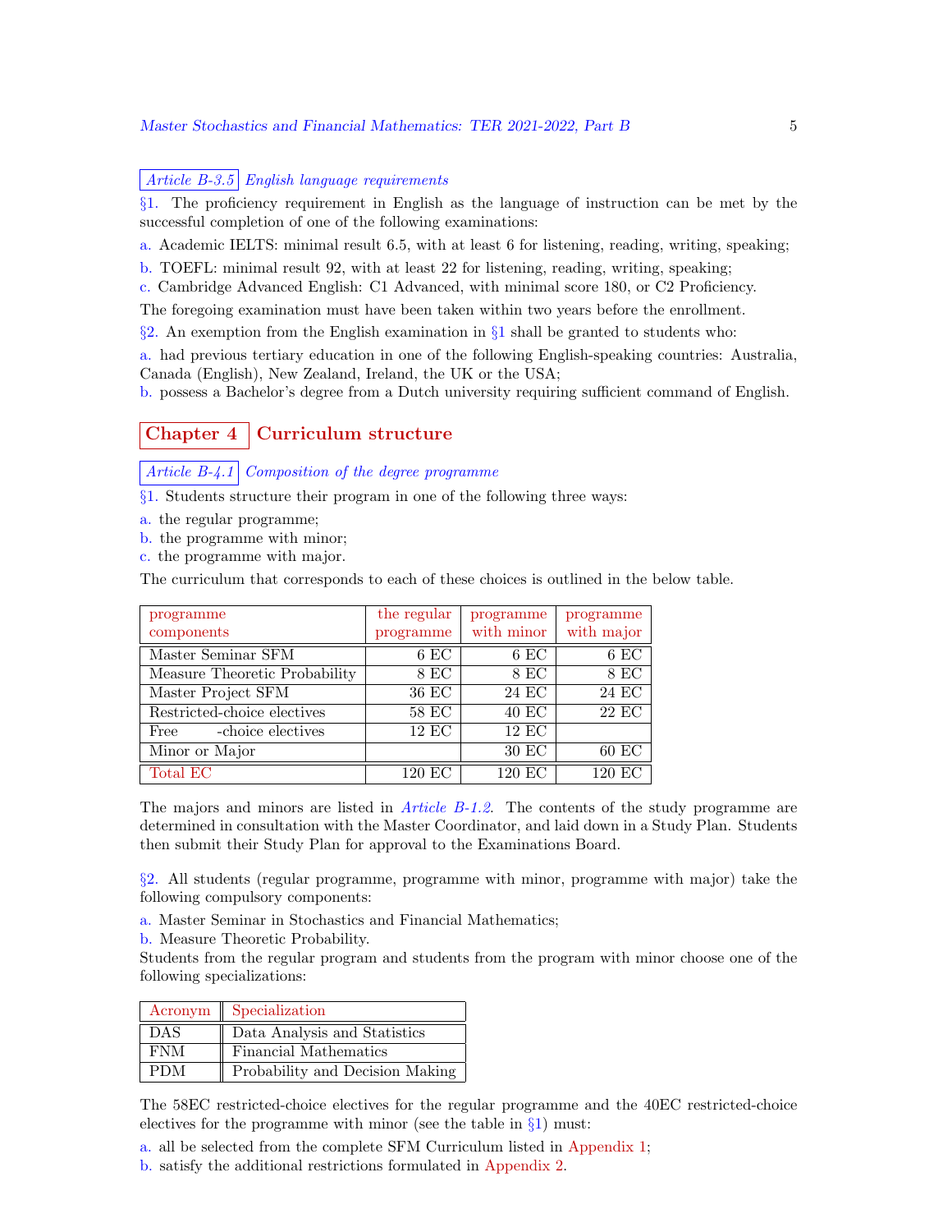*Article B-3.5* *English language requirements*

§1. The proficiency requirement in English as the language of instruction can be met by the successful completion of one of the following examinations:

a. Academic IELTS: minimal result 6.5, with at least 6 for listening, reading, writing, speaking;

b. TOEFL: minimal result 92, with at least 22 for listening, reading, writing, speaking;

c. Cambridge Advanced English: C1 Advanced, with minimal score 180, or C2 Proficiency.

The foregoing examination must have been taken within two years before the enrollment.

§2. An exemption from the English examination in §1 shall be granted to students who:

a. had previous tertiary education in one of the following English-speaking countries: Australia, Canada (English), New Zealand, Ireland, the UK or the USA;

b. possess a Bachelor's degree from a Dutch university requiring sufficient command of English.

## Chapter 4 Curriculum structure

*Article B-4.1* *Composition of the degree programme*

§1. Students structure their program in one of the following three ways:

a. the regular programme;
b. the programme with minor;
c. the programme with major.

The curriculum that corresponds to each of these choices is outlined in the below table.

| programme components | the regular programme | programme with minor | programme with major |
|---|---|---|---|
| Master Seminar SFM | 6 EC | 6 EC | 6 EC |
| Measure Theoretic Probability | 8 EC | 8 EC | 8 EC |
| Master Project SFM | 36 EC | 24 EC | 24 EC |
| Restricted-choice electives | 58 EC | 40 EC | 22 EC |
| Free -choice electives | 12 EC | 12 EC | |
| Minor or Major | | 30 EC | 60 EC |
| Total EC | 120 EC | 120 EC | 120 EC |

The majors and minors are listed in *Article B-1.2*. The contents of the study programme are determined in consultation with the Master Coordinator, and laid down in a Study Plan. Students then submit their Study Plan for approval to the Examinations Board.

§2. All students (regular programme, programme with minor, programme with major) take the following compulsory components:

a. Master Seminar in Stochastics and Financial Mathematics;
b. Measure Theoretic Probability.

Students from the regular program and students from the program with minor choose one of the following specializations:

| Acronym | Specialization |
|---|---|
| DAS | Data Analysis and Statistics |
| FNM | Financial Mathematics |
| PDM | Probability and Decision Making |

The 58EC restricted-choice electives for the regular programme and the 40EC restricted-choice electives for the programme with minor (see the table in §1) must:

a. all be selected from the complete SFM Curriculum listed in Appendix 1;
b. satisfy the additional restrictions formulated in Appendix 2.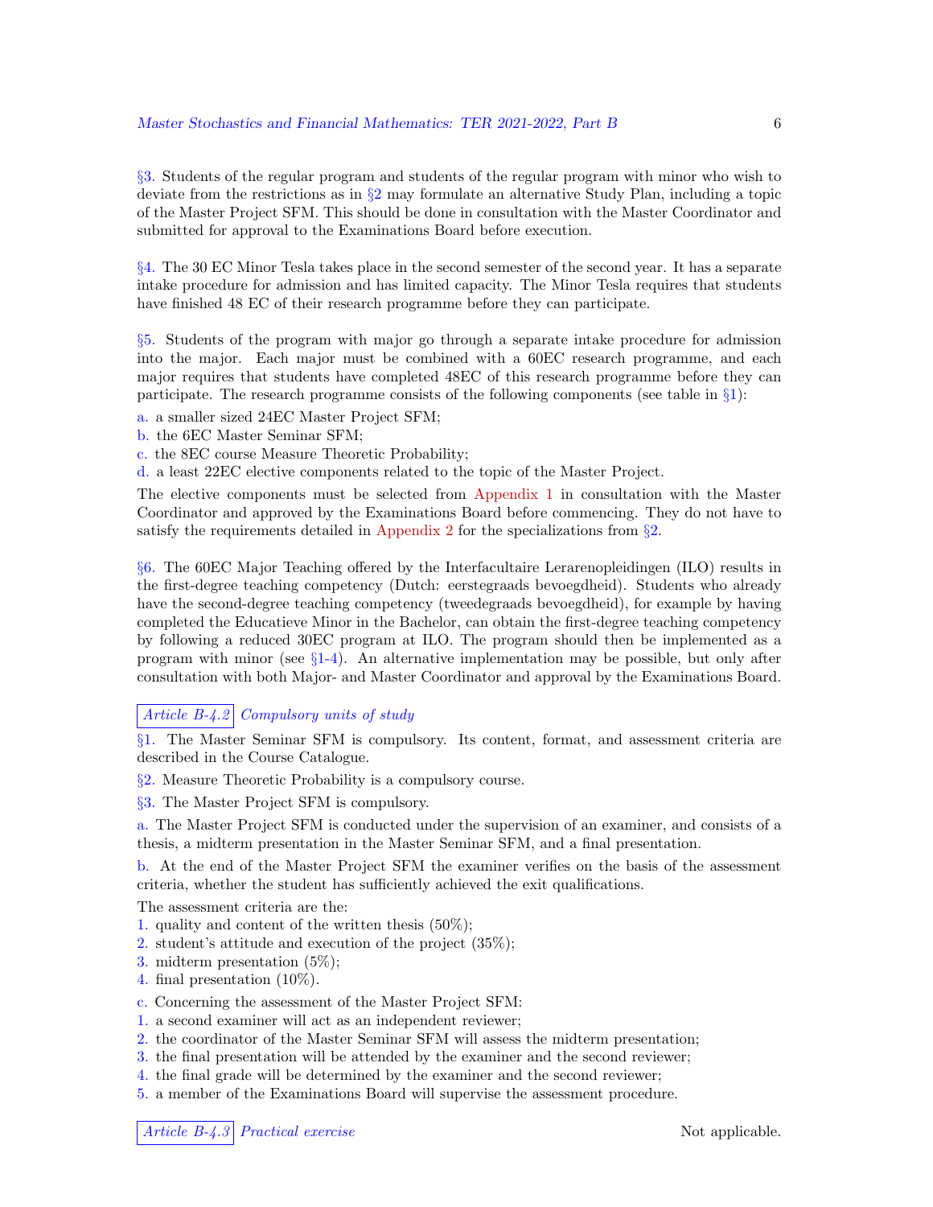§3. Students of the regular program and students of the regular program with minor who wish to deviate from the restrictions as in §2 may formulate an alternative Study Plan, including a topic of the Master Project SFM. This should be done in consultation with the Master Coordinator and submitted for approval to the Examinations Board before execution.

§4. The 30 EC Minor Tesla takes place in the second semester of the second year. It has a separate intake procedure for admission and has limited capacity. The Minor Tesla requires that students have finished 48 EC of their research programme before they can participate.

§5. Students of the program with major go through a separate intake procedure for admission into the major. Each major must be combined with a 60EC research programme, and each major requires that students have completed 48EC of this research programme before they can participate. The research programme consists of the following components (see table in §1):

a. a smaller sized 24EC Master Project SFM;
b. the 6EC Master Seminar SFM;
c. the 8EC course Measure Theoretic Probability;
d. a least 22EC elective components related to the topic of the Master Project.

The elective components must be selected from Appendix 1 in consultation with the Master Coordinator and approved by the Examinations Board before commencing. They do not have to satisfy the requirements detailed in Appendix 2 for the specializations from §2.

§6. The 60EC Major Teaching offered by the Interfacultaire Lerarenopleidingen (ILO) results in the first-degree teaching competency (Dutch: eerstegraads bevoegdheid). Students who already have the second-degree teaching competency (tweedegraads bevoegdheid), for example by having completed the Educatieve Minor in the Bachelor, can obtain the first-degree teaching competency by following a reduced 30EC program at ILO. The program should then be implemented as a program with minor (see §1-4). An alternative implementation may be possible, but only after consultation with both Major- and Master Coordinator and approval by the Examinations Board.

*Article B-4.2* *Compulsory units of study*

§1. The Master Seminar SFM is compulsory. Its content, format, and assessment criteria are described in the Course Catalogue.

§2. Measure Theoretic Probability is a compulsory course.

§3. The Master Project SFM is compulsory.

a. The Master Project SFM is conducted under the supervision of an examiner, and consists of a thesis, a midterm presentation in the Master Seminar SFM, and a final presentation.

b. At the end of the Master Project SFM the examiner verifies on the basis of the assessment criteria, whether the student has sufficiently achieved the exit qualifications.

The assessment criteria are the:
1. quality and content of the written thesis (50%);
2. student's attitude and execution of the project (35%);
3. midterm presentation (5%);
4. final presentation (10%).

c. Concerning the assessment of the Master Project SFM:
1. a second examiner will act as an independent reviewer;
2. the coordinator of the Master Seminar SFM will assess the midterm presentation;
3. the final presentation will be attended by the examiner and the second reviewer;
4. the final grade will be determined by the examiner and the second reviewer;
5. a member of the Examinations Board will supervise the assessment procedure.

*Article B-4.3* *Practical exercise* Not applicable.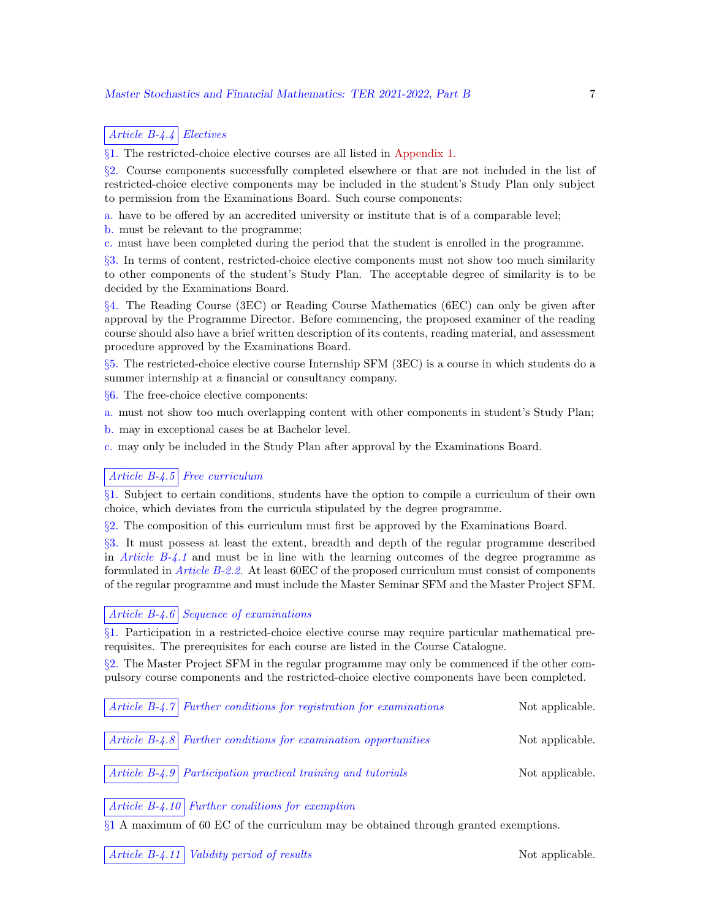### Article B-4.4 Electives

§1. The restricted-choice elective courses are all listed in Appendix 1.

§2. Course components successfully completed elsewhere or that are not included in the list of restricted-choice elective components may be included in the student's Study Plan only subject to permission from the Examinations Board. Such course components:

a. have to be offered by an accredited university or institute that is of a comparable level;
b. must be relevant to the programme;
c. must have been completed during the period that the student is enrolled in the programme.

§3. In terms of content, restricted-choice elective components must not show too much similarity to other components of the student's Study Plan. The acceptable degree of similarity is to be decided by the Examinations Board.

§4. The Reading Course (3EC) or Reading Course Mathematics (6EC) can only be given after approval by the Programme Director. Before commencing, the proposed examiner of the reading course should also have a brief written description of its contents, reading material, and assessment procedure approved by the Examinations Board.

§5. The restricted-choice elective course Internship SFM (3EC) is a course in which students do a summer internship at a financial or consultancy company.

§6. The free-choice elective components:

a. must not show too much overlapping content with other components in student's Study Plan;
b. may in exceptional cases be at Bachelor level.
c. may only be included in the Study Plan after approval by the Examinations Board.

### Article B-4.5 Free curriculum

§1. Subject to certain conditions, students have the option to compile a curriculum of their own choice, which deviates from the curricula stipulated by the degree programme.

§2. The composition of this curriculum must first be approved by the Examinations Board.

§3. It must possess at least the extent, breadth and depth of the regular programme described in *Article B-4.1* and must be in line with the learning outcomes of the degree programme as formulated in *Article B-2.2*. At least 60EC of the proposed curriculum must consist of components of the regular programme and must include the Master Seminar SFM and the Master Project SFM.

### Article B-4.6 Sequence of examinations

§1. Participation in a restricted-choice elective course may require particular mathematical prerequisites. The prerequisites for each course are listed in the Course Catalogue.

§2. The Master Project SFM in the regular programme may only be commenced if the other compulsory course components and the restricted-choice elective components have been completed.

### Article B-4.7 Further conditions for registration for examinations

Not applicable.

### Article B-4.8 Further conditions for examination opportunities

Not applicable.

### Article B-4.9 Participation practical training and tutorials

Not applicable.

### Article B-4.10 Further conditions for exemption

§1 A maximum of 60 EC of the curriculum may be obtained through granted exemptions.

### Article B-4.11 Validity period of results

Not applicable.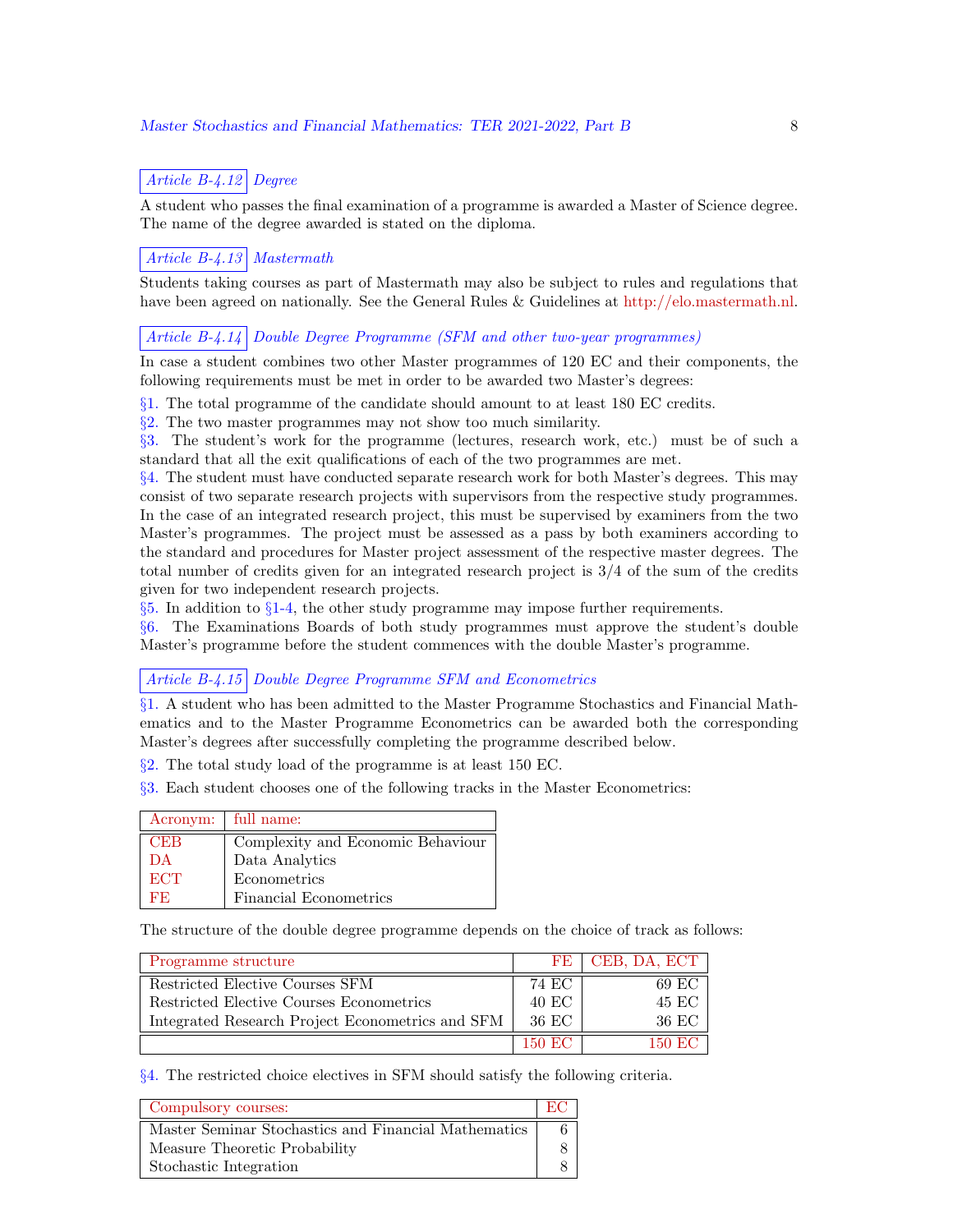### Article B-4.12 Degree

A student who passes the final examination of a programme is awarded a Master of Science degree. The name of the degree awarded is stated on the diploma.

### Article B-4.13 Mastermath

Students taking courses as part of Mastermath may also be subject to rules and regulations that have been agreed on nationally. See the General Rules & Guidelines at http://elo.mastermath.nl.

### Article B-4.14 Double Degree Programme (SFM and other two-year programmes)

In case a student combines two other Master programmes of 120 EC and their components, the following requirements must be met in order to be awarded two Master's degrees:

§1. The total programme of the candidate should amount to at least 180 EC credits.
§2. The two master programmes may not show too much similarity.
§3. The student's work for the programme (lectures, research work, etc.) must be of such a standard that all the exit qualifications of each of the two programmes are met.
§4. The student must have conducted separate research work for both Master's degrees. This may consist of two separate research projects with supervisors from the respective study programmes. In the case of an integrated research project, this must be supervised by examiners from the two Master's programmes. The project must be assessed as a pass by both examiners according to the standard and procedures for Master project assessment of the respective master degrees. The total number of credits given for an integrated research project is 3/4 of the sum of the credits given for two independent research projects.
§5. In addition to §1-4, the other study programme may impose further requirements.
§6. The Examinations Boards of both study programmes must approve the student's double Master's programme before the student commences with the double Master's programme.

### Article B-4.15 Double Degree Programme SFM and Econometrics

§1. A student who has been admitted to the Master Programme Stochastics and Financial Mathematics and to the Master Programme Econometrics can be awarded both the corresponding Master's degrees after successfully completing the programme described below.

§2. The total study load of the programme is at least 150 EC.

§3. Each student chooses one of the following tracks in the Master Econometrics:

| Acronym: | full name: |
|---|---|
| CEB | Complexity and Economic Behaviour |
| DA | Data Analytics |
| ECT | Econometrics |
| FE | Financial Econometrics |

The structure of the double degree programme depends on the choice of track as follows:

| Programme structure | FE | CEB, DA, ECT |
|---|---|---|
| Restricted Elective Courses SFM | 74 EC | 69 EC |
| Restricted Elective Courses Econometrics | 40 EC | 45 EC |
| Integrated Research Project Econometrics and SFM | 36 EC | 36 EC |
| | 150 EC | 150 EC |

§4. The restricted choice electives in SFM should satisfy the following criteria.

| Compulsory courses: | EC |
|---|---|
| Master Seminar Stochastics and Financial Mathematics | 6 |
| Measure Theoretic Probability | 8 |
| Stochastic Integration | 8 |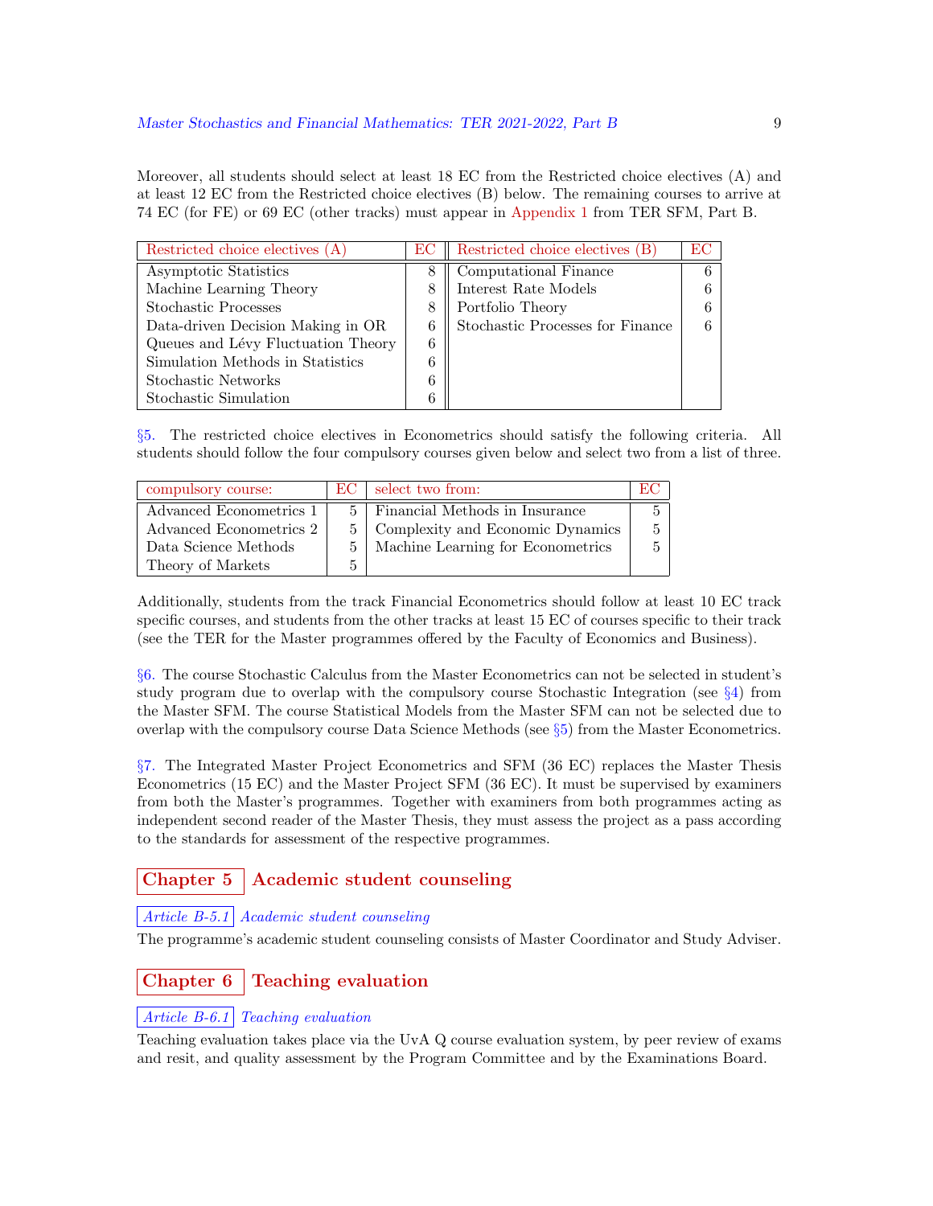Moreover, all students should select at least 18 EC from the Restricted choice electives (A) and at least 12 EC from the Restricted choice electives (B) below. The remaining courses to arrive at 74 EC (for FE) or 69 EC (other tracks) must appear in Appendix 1 from TER SFM, Part B.

| Restricted choice electives (A) | EC | Restricted choice electives (B) | EC |
|---|---|---|---|
| Asymptotic Statistics | 8 | Computational Finance | 6 |
| Machine Learning Theory | 8 | Interest Rate Models | 6 |
| Stochastic Processes | 8 | Portfolio Theory | 6 |
| Data-driven Decision Making in OR | 6 | Stochastic Processes for Finance | 6 |
| Queues and Lévy Fluctuation Theory | 6 | | |
| Simulation Methods in Statistics | 6 | | |
| Stochastic Networks | 6 | | |
| Stochastic Simulation | 6 | | |

§5. The restricted choice electives in Econometrics should satisfy the following criteria. All students should follow the four compulsory courses given below and select two from a list of three.

| compulsory course: | EC | select two from: | EC |
|---|---|---|---|
| Advanced Econometrics 1 | 5 | Financial Methods in Insurance | 5 |
| Advanced Econometrics 2 | 5 | Complexity and Economic Dynamics | 5 |
| Data Science Methods | 5 | Machine Learning for Econometrics | 5 |
| Theory of Markets | 5 | | |

Additionally, students from the track Financial Econometrics should follow at least 10 EC track specific courses, and students from the other tracks at least 15 EC of courses specific to their track (see the TER for the Master programmes offered by the Faculty of Economics and Business).

§6. The course Stochastic Calculus from the Master Econometrics can not be selected in student's study program due to overlap with the compulsory course Stochastic Integration (see §4) from the Master SFM. The course Statistical Models from the Master SFM can not be selected due to overlap with the compulsory course Data Science Methods (see §5) from the Master Econometrics.

§7. The Integrated Master Project Econometrics and SFM (36 EC) replaces the Master Thesis Econometrics (15 EC) and the Master Project SFM (36 EC). It must be supervised by examiners from both the Master's programmes. Together with examiners from both programmes acting as independent second reader of the Master Thesis, they must assess the project as a pass according to the standards for assessment of the respective programmes.

# Chapter 5 Academic student counseling

### *Article B-5.1 Academic student counseling*

The programme's academic student counseling consists of Master Coordinator and Study Adviser.

# Chapter 6 Teaching evaluation

### *Article B-6.1 Teaching evaluation*

Teaching evaluation takes place via the UvA Q course evaluation system, by peer review of exams and resit, and quality assessment by the Program Committee and by the Examinations Board.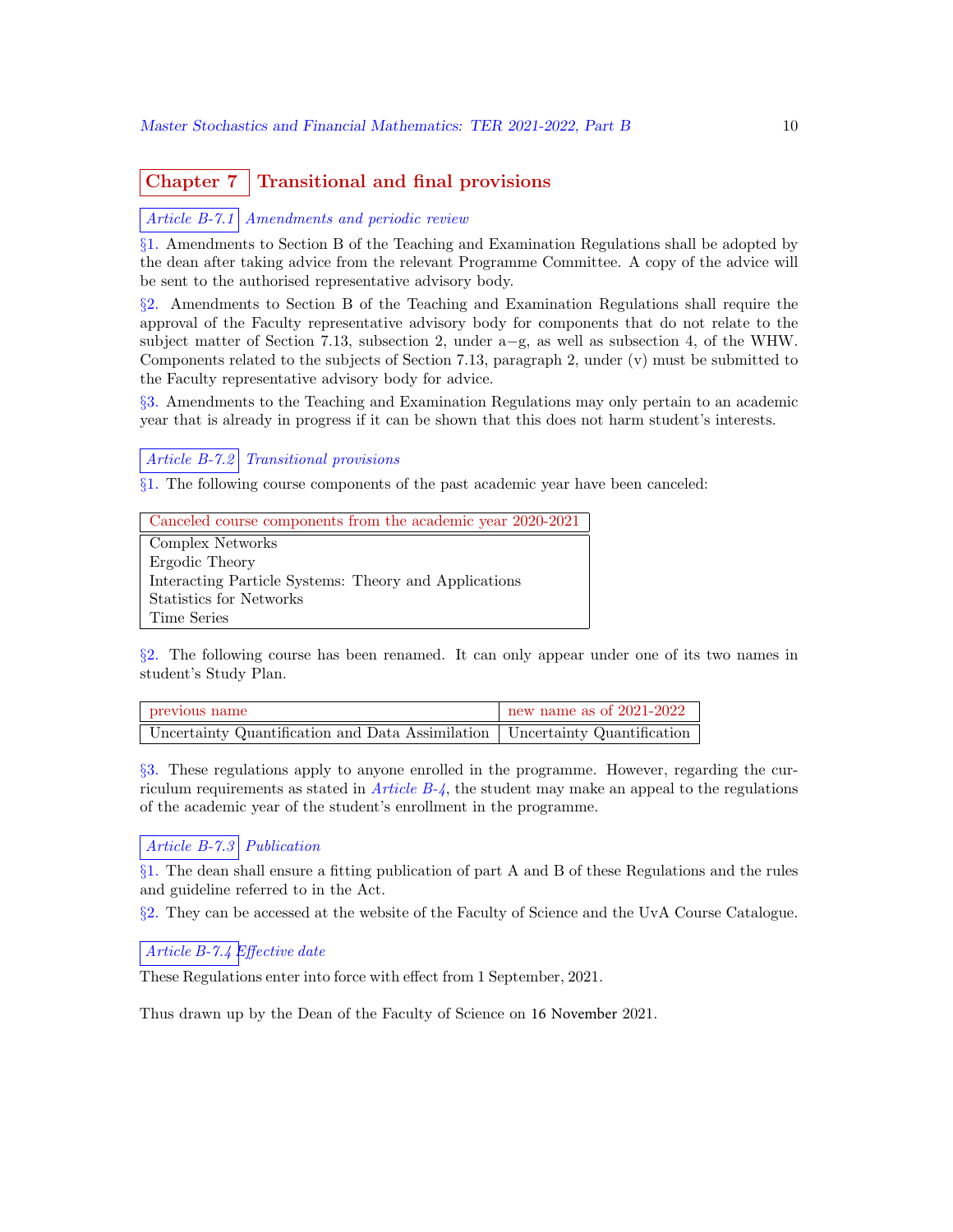# Chapter 7 Transitional and final provisions

### *Article B-7.1 Amendments and periodic review*

§1. Amendments to Section B of the Teaching and Examination Regulations shall be adopted by the dean after taking advice from the relevant Programme Committee. A copy of the advice will be sent to the authorised representative advisory body.

§2. Amendments to Section B of the Teaching and Examination Regulations shall require the approval of the Faculty representative advisory body for components that do not relate to the subject matter of Section 7.13, subsection 2, under a−g, as well as subsection 4, of the WHW. Components related to the subjects of Section 7.13, paragraph 2, under (v) must be submitted to the Faculty representative advisory body for advice.

§3. Amendments to the Teaching and Examination Regulations may only pertain to an academic year that is already in progress if it can be shown that this does not harm student's interests.

### *Article B-7.2 Transitional provisions*

§1. The following course components of the past academic year have been canceled:

| Canceled course components from the academic year 2020-2021 |
|---|
| Complex Networks |
| Ergodic Theory |
| Interacting Particle Systems: Theory and Applications |
| Statistics for Networks |
| Time Series |

§2. The following course has been renamed. It can only appear under one of its two names in student's Study Plan.

| previous name | new name as of 2021-2022 |
|---|---|
| Uncertainty Quantification and Data Assimilation | Uncertainty Quantification |

§3. These regulations apply to anyone enrolled in the programme. However, regarding the curriculum requirements as stated in *Article B-4*, the student may make an appeal to the regulations of the academic year of the student's enrollment in the programme.

### *Article B-7.3 Publication*

§1. The dean shall ensure a fitting publication of part A and B of these Regulations and the rules and guideline referred to in the Act.

§2. They can be accessed at the website of the Faculty of Science and the UvA Course Catalogue.

### *Article B-7.4 Effective date*

These Regulations enter into force with effect from 1 September, 2021.

Thus drawn up by the Dean of the Faculty of Science on 16 November 2021.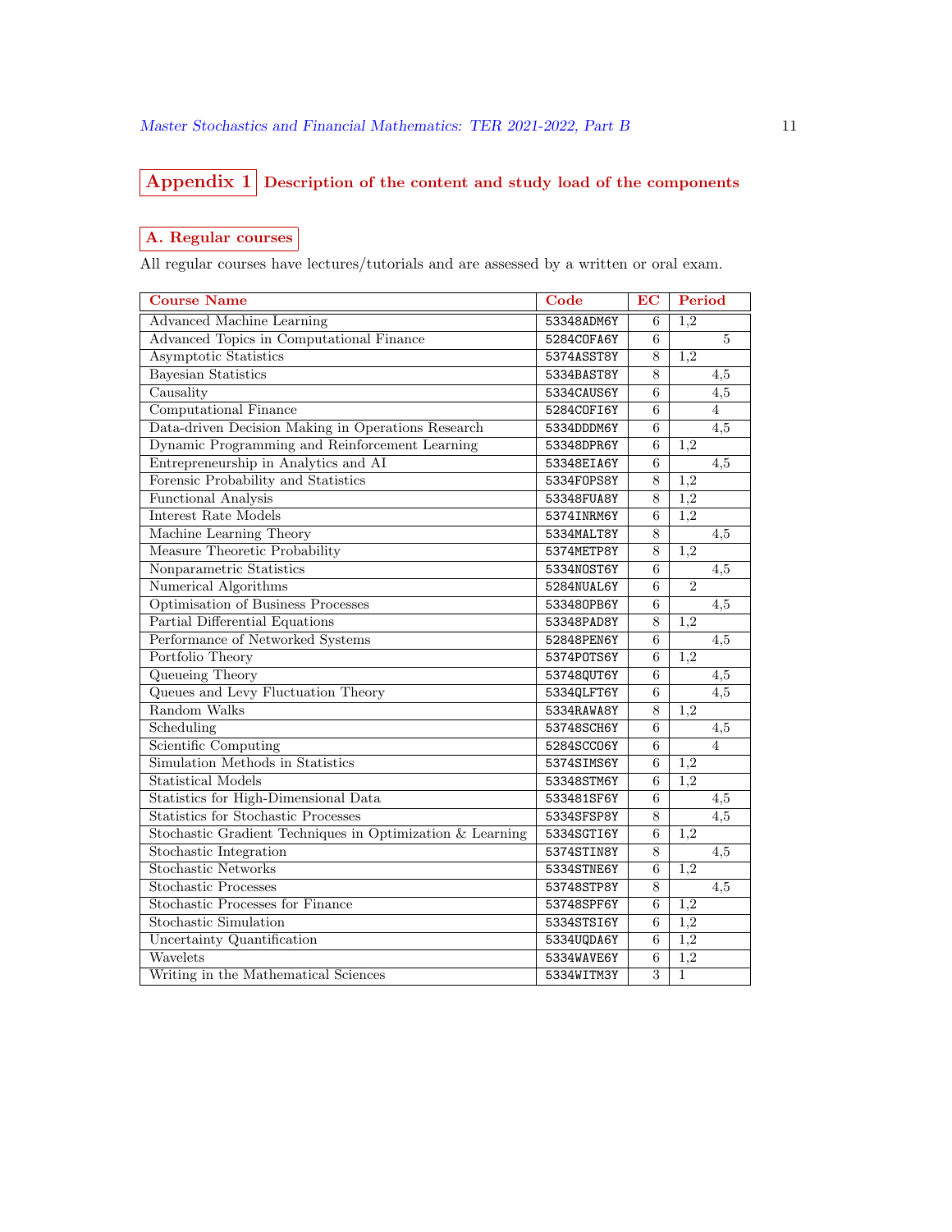## Appendix 1 Description of the content and study load of the components

### A. Regular courses

All regular courses have lectures/tutorials and are assessed by a written or oral exam.

| Course Name | Code | EC | Period |
|---|---|---|---|
| Advanced Machine Learning | 53348ADM6Y | 6 | 1,2 |
| Advanced Topics in Computational Finance | 5284COFA6Y | 6 | 5 |
| Asymptotic Statistics | 5374ASST8Y | 8 | 1,2 |
| Bayesian Statistics | 5334BAST8Y | 8 | 4,5 |
| Causality | 5334CAUS6Y | 6 | 4,5 |
| Computational Finance | 5284COFI6Y | 6 | 4 |
| Data-driven Decision Making in Operations Research | 5334DDDM6Y | 6 | 4,5 |
| Dynamic Programming and Reinforcement Learning | 53348DPR6Y | 6 | 1,2 |
| Entrepreneurship in Analytics and AI | 53348EIA6Y | 6 | 4,5 |
| Forensic Probability and Statistics | 5334FOPS8Y | 8 | 1,2 |
| Functional Analysis | 53348FUA8Y | 8 | 1,2 |
| Interest Rate Models | 5374INRM6Y | 6 | 1,2 |
| Machine Learning Theory | 5334MALT8Y | 8 | 4,5 |
| Measure Theoretic Probability | 5374METP8Y | 8 | 1,2 |
| Nonparametric Statistics | 5334NOST6Y | 6 | 4,5 |
| Numerical Algorithms | 5284NUAL6Y | 6 | 2 |
| Optimisation of Business Processes | 53348OPB6Y | 6 | 4,5 |
| Partial Differential Equations | 53348PAD8Y | 8 | 1,2 |
| Performance of Networked Systems | 52848PEN6Y | 6 | 4,5 |
| Portfolio Theory | 5374POTS6Y | 6 | 1,2 |
| Queueing Theory | 53748QUT6Y | 6 | 4,5 |
| Queues and Levy Fluctuation Theory | 5334QLFT6Y | 6 | 4,5 |
| Random Walks | 5334RAWA8Y | 8 | 1,2 |
| Scheduling | 53748SCH6Y | 6 | 4,5 |
| Scientific Computing | 5284SCCO6Y | 6 | 4 |
| Simulation Methods in Statistics | 5374SIMS6Y | 6 | 1,2 |
| Statistical Models | 53348STM6Y | 6 | 1,2 |
| Statistics for High-Dimensional Data | 533481SF6Y | 6 | 4,5 |
| Statistics for Stochastic Processes | 5334SFSP8Y | 8 | 4,5 |
| Stochastic Gradient Techniques in Optimization & Learning | 5334SGTI6Y | 6 | 1,2 |
| Stochastic Integration | 5374STIN8Y | 8 | 4,5 |
| Stochastic Networks | 5334STNE6Y | 6 | 1,2 |
| Stochastic Processes | 53748STP8Y | 8 | 4,5 |
| Stochastic Processes for Finance | 53748SPF6Y | 6 | 1,2 |
| Stochastic Simulation | 5334STSI6Y | 6 | 1,2 |
| Uncertainty Quantification | 5334UQDA6Y | 6 | 1,2 |
| Wavelets | 5334WAVE6Y | 6 | 1,2 |
| Writing in the Mathematical Sciences | 5334WITM3Y | 3 | 1 |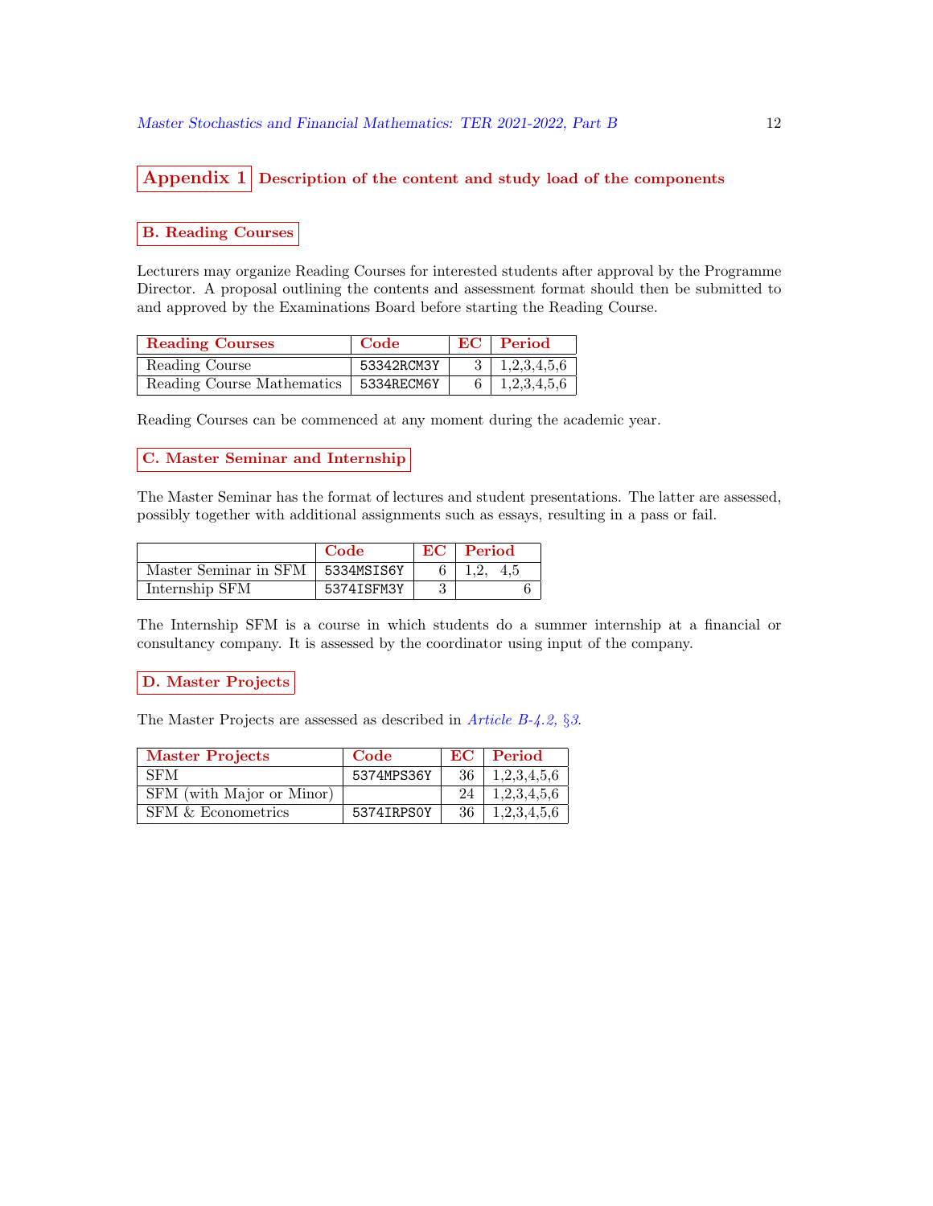## Appendix 1 Description of the content and study load of the components

### B. Reading Courses

Lecturers may organize Reading Courses for interested students after approval by the Programme Director. A proposal outlining the contents and assessment format should then be submitted to and approved by the Examinations Board before starting the Reading Course.

| Reading Courses | Code | EC | Period |
|---|---|---|---|
| Reading Course | 53342RCM3Y | 3 | 1,2,3,4,5,6 |
| Reading Course Mathematics | 5334RECM6Y | 6 | 1,2,3,4,5,6 |

Reading Courses can be commenced at any moment during the academic year.

### C. Master Seminar and Internship

The Master Seminar has the format of lectures and student presentations. The latter are assessed, possibly together with additional assignments such as essays, resulting in a pass or fail.

| | Code | EC | Period |
|---|---|---|---|
| Master Seminar in SFM | 5334MSIS6Y | 6 | 1,2, 4,5 |
| Internship SFM | 5374ISFM3Y | 3 | 6 |

The Internship SFM is a course in which students do a summer internship at a financial or consultancy company. It is assessed by the coordinator using input of the company.

### D. Master Projects

The Master Projects are assessed as described in *Article B-4.2, §3*.

| Master Projects | Code | EC | Period |
|---|---|---|---|
| SFM | 5374MPS36Y | 36 | 1,2,3,4,5,6 |
| SFM (with Major or Minor) | | 24 | 1,2,3,4,5,6 |
| SFM & Econometrics | 5374IRPS0Y | 36 | 1,2,3,4,5,6 |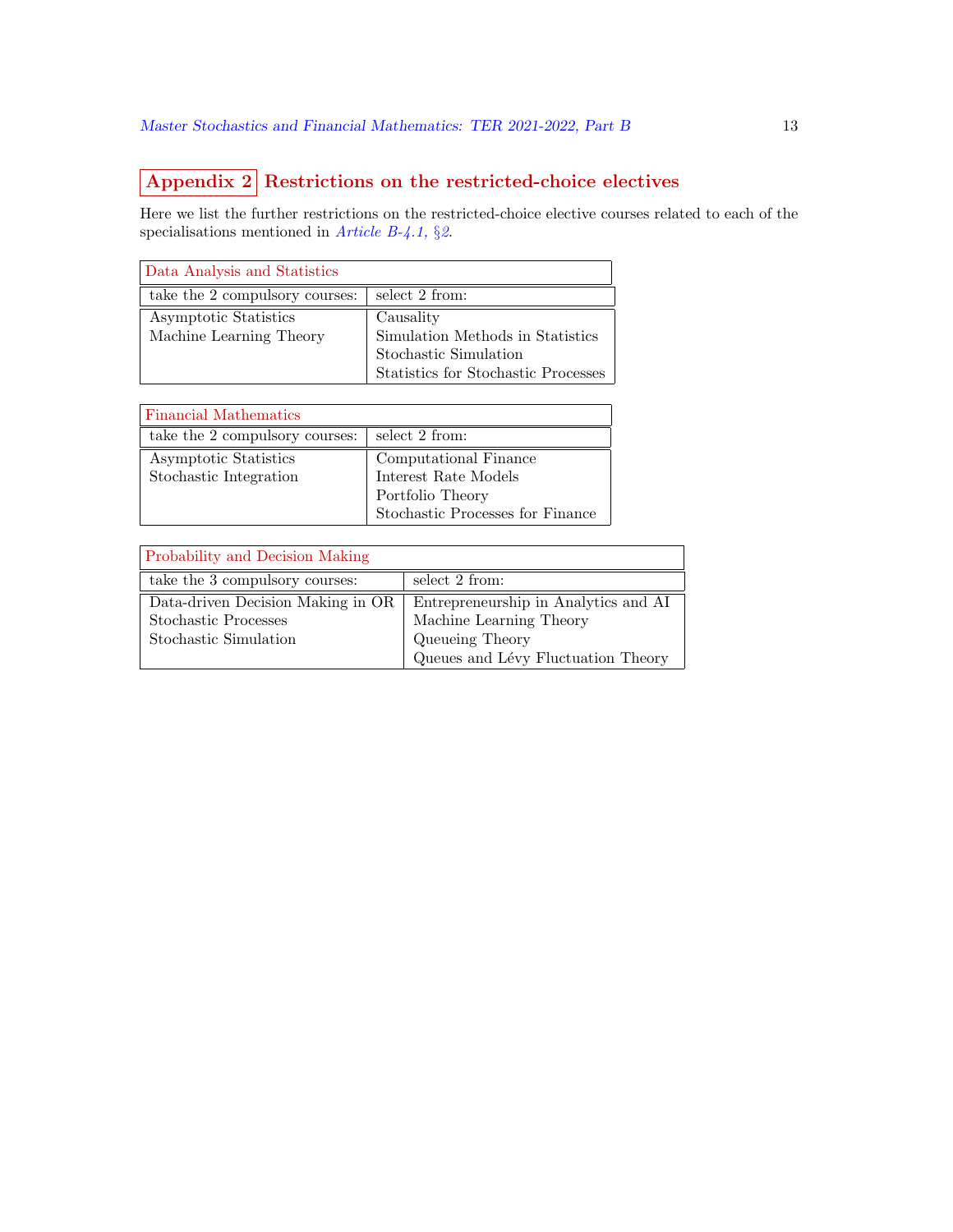## Appendix 2 Restrictions on the restricted-choice electives

Here we list the further restrictions on the restricted-choice elective courses related to each of the specialisations mentioned in *Article B-4.1, §2*.

| Data Analysis and Statistics | |
|---|---|
| take the 2 compulsory courses: | select 2 from: |
| Asymptotic Statistics | Causality |
| Machine Learning Theory | Simulation Methods in Statistics |
| | Stochastic Simulation |
| | Statistics for Stochastic Processes |

| Financial Mathematics | |
|---|---|
| take the 2 compulsory courses: | select 2 from: |
| Asymptotic Statistics | Computational Finance |
| Stochastic Integration | Interest Rate Models |
| | Portfolio Theory |
| | Stochastic Processes for Finance |

| Probability and Decision Making | |
|---|---|
| take the 3 compulsory courses: | select 2 from: |
| Data-driven Decision Making in OR | Entrepreneurship in Analytics and AI |
| Stochastic Processes | Machine Learning Theory |
| Stochastic Simulation | Queueing Theory |
| | Queues and Lévy Fluctuation Theory |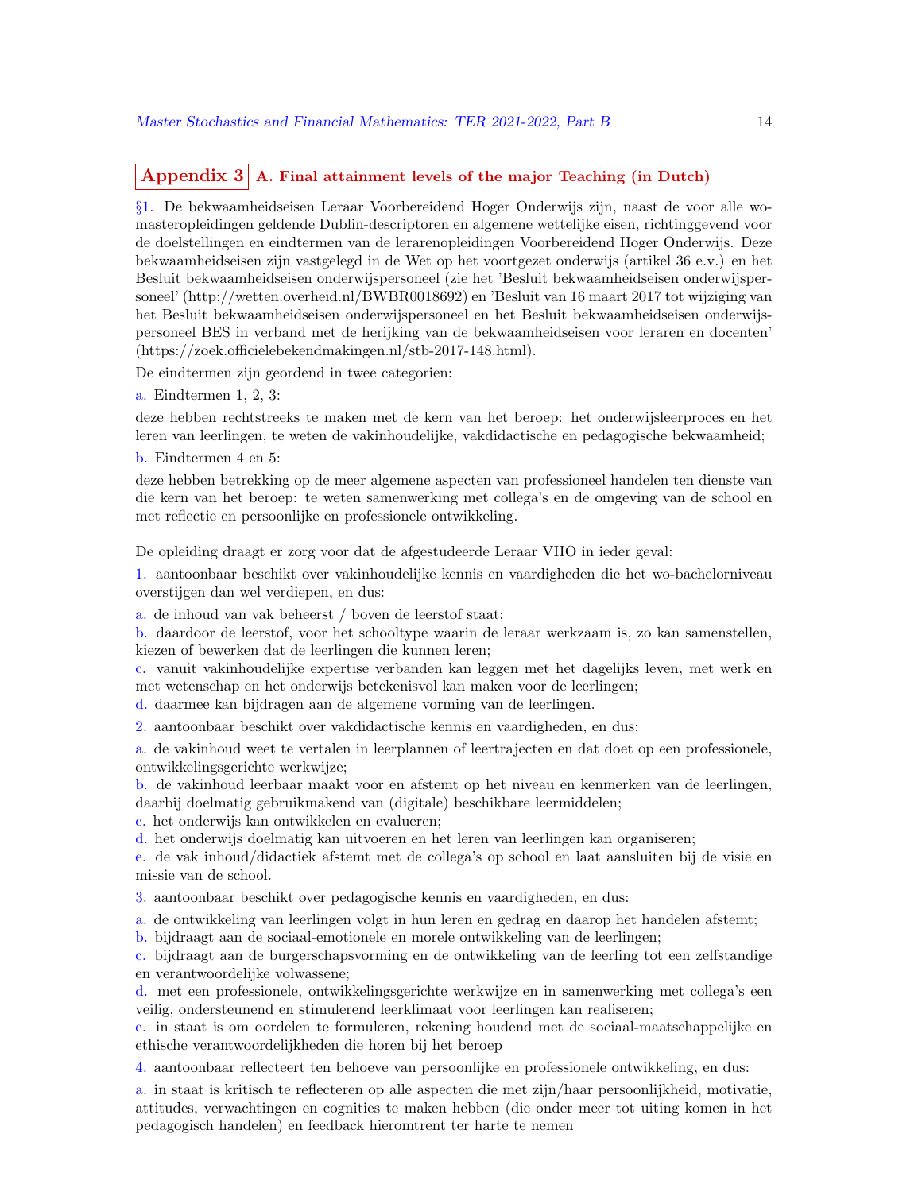## Appendix 3 A. Final attainment levels of the major Teaching (in Dutch)

§1. De bekwaamheidseisen Leraar Voorbereidend Hoger Onderwijs zijn, naast de voor alle wo-masteropleidingen geldende Dublin-descriptoren en algemene wettelijke eisen, richtinggevend voor de doelstellingen en eindtermen van de lerarenopleidingen Voorbereidend Hoger Onderwijs. Deze bekwaamheidseisen zijn vastgelegd in de Wet op het voortgezet onderwijs (artikel 36 e.v.) en het Besluit bekwaamheidseisen onderwijspersoneel (zie het 'Besluit bekwaamheidseisen onderwijspersoneel' (http://wetten.overheid.nl/BWBR0018692) en 'Besluit van 16 maart 2017 tot wijziging van het Besluit bekwaamheidseisen onderwijspersoneel en het Besluit bekwaamheidseisen onderwijspersoneel BES in verband met de herijking van de bekwaamheidseisen voor leraren en docenten' (https://zoek.officielebekendmakingen.nl/stb-2017-148.html).

De eindtermen zijn geordend in twee categorien:

a. Eindtermen 1, 2, 3:

deze hebben rechtstreeks te maken met de kern van het beroep: het onderwijsleerproces en het leren van leerlingen, te weten de vakinhoudelijke, vakdidactische en pedagogische bekwaamheid;

b. Eindtermen 4 en 5:

deze hebben betrekking op de meer algemene aspecten van professioneel handelen ten dienste van die kern van het beroep: te weten samenwerking met collega's en de omgeving van de school en met reflectie en persoonlijke en professionele ontwikkeling.

De opleiding draagt er zorg voor dat de afgestudeerde Leraar VHO in ieder geval:

1. aantoonbaar beschikt over vakinhoudelijke kennis en vaardigheden die het wo-bachelorniveau overstijgen dan wel verdiepen, en dus:

a. de inhoud van vak beheerst / boven de leerstof staat;
b. daardoor de leerstof, voor het schooltype waarin de leraar werkzaam is, zo kan samenstellen, kiezen of bewerken dat de leerlingen die kunnen leren;
c. vanuit vakinhoudelijke expertise verbanden kan leggen met het dagelijks leven, met werk en met wetenschap en het onderwijs betekenisvol kan maken voor de leerlingen;
d. daarmee kan bijdragen aan de algemene vorming van de leerlingen.

2. aantoonbaar beschikt over vakdidactische kennis en vaardigheden, en dus:

a. de vakinhoud weet te vertalen in leerplannen of leertrajecten en dat doet op een professionele, ontwikkelingsgerichte werkwijze;
b. de vakinhoud leerbaar maakt voor en afstemt op het niveau en kenmerken van de leerlingen, daarbij doelmatig gebruikmakend van (digitale) beschikbare leermiddelen;
c. het onderwijs kan ontwikkelen en evalueren;
d. het onderwijs doelmatig kan uitvoeren en het leren van leerlingen kan organiseren;
e. de vak inhoud/didactiek afstemt met de collega's op school en laat aansluiten bij de visie en missie van de school.

3. aantoonbaar beschikt over pedagogische kennis en vaardigheden, en dus:

a. de ontwikkeling van leerlingen volgt in hun leren en gedrag en daarop het handelen afstemt;
b. bijdraagt aan de sociaal-emotionele en morele ontwikkeling van de leerlingen;
c. bijdraagt aan de burgerschapsvorming en de ontwikkeling van de leerling tot een zelfstandige en verantwoordelijke volwassene;
d. met een professionele, ontwikkelingsgerichte werkwijze en in samenwerking met collega's een veilig, ondersteunend en stimulerend leerklimaat voor leerlingen kan realiseren;
e. in staat is om oordelen te formuleren, rekening houdend met de sociaal-maatschappelijke en ethische verantwoordelijkheden die horen bij het beroep

4. aantoonbaar reflecteert ten behoeve van persoonlijke en professionele ontwikkeling, en dus:

a. in staat is kritisch te reflecteren op alle aspecten die met zijn/haar persoonlijkheid, motivatie, attitudes, verwachtingen en cognities te maken hebben (die onder meer tot uiting komen in het pedagogisch handelen) en feedback hieromtrent ter harte te nemen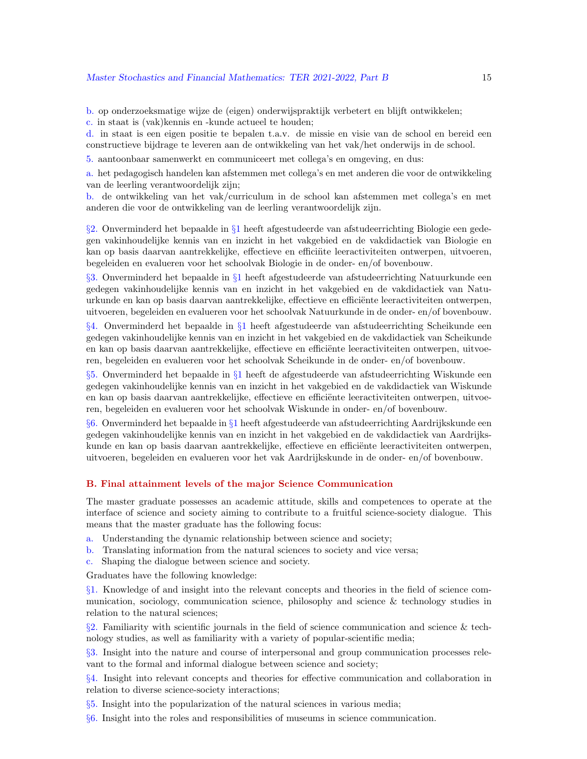b. op onderzoeksmatige wijze de (eigen) onderwijspraktijk verbetert en blijft ontwikkelen;

c. in staat is (vak)kennis en -kunde actueel te houden;

d. in staat is een eigen positie te bepalen t.a.v. de missie en visie van de school en bereid een constructieve bijdrage te leveren aan de ontwikkeling van het vak/het onderwijs in de school.

5. aantoonbaar samenwerkt en communiceert met collega's en omgeving, en dus:

a. het pedagogisch handelen kan afstemmen met collega's en met anderen die voor de ontwikkeling van de leerling verantwoordelijk zijn;

b. de ontwikkeling van het vak/curriculum in de school kan afstemmen met collega's en met anderen die voor de ontwikkeling van de leerling verantwoordelijk zijn.

§2. Onverminderd het bepaalde in §1 heeft afgestudeerde van afstudeerrichting Biologie een gedegen vakinhoudelijke kennis van en inzicht in het vakgebied en de vakdidactiek van Biologie en kan op basis daarvan aantrekkelijke, effectieve en efficiënte leeractiviteiten ontwerpen, uitvoeren, begeleiden en evalueren voor het schoolvak Biologie in de onder- en/of bovenbouw.

§3. Onverminderd het bepaalde in §1 heeft afgestudeerde van afstudeerrichting Natuurkunde een gedegen vakinhoudelijke kennis van en inzicht in het vakgebied en de vakdidactiek van Natuurkunde en kan op basis daarvan aantrekkelijke, effectieve en efficiënte leeractiviteiten ontwerpen, uitvoeren, begeleiden en evalueren voor het schoolvak Natuurkunde in de onder- en/of bovenbouw.

§4. Onverminderd het bepaalde in §1 heeft afgestudeerde van afstudeerrichting Scheikunde een gedegen vakinhoudelijke kennis van en inzicht in het vakgebied en de vakdidactiek van Scheikunde en kan op basis daarvan aantrekkelijke, effectieve en efficiënte leeractiviteiten ontwerpen, uitvoeren, begeleiden en evalueren voor het schoolvak Scheikunde in de onder- en/of bovenbouw.

§5. Onverminderd het bepaalde in §1 heeft de afgestudeerde van afstudeerrichting Wiskunde een gedegen vakinhoudelijke kennis van en inzicht in het vakgebied en de vakdidactiek van Wiskunde en kan op basis daarvan aantrekkelijke, effectieve en efficiënte leeractiviteiten ontwerpen, uitvoeren, begeleiden en evalueren voor het schoolvak Wiskunde in onder- en/of bovenbouw.

§6. Onverminderd het bepaalde in §1 heeft afgestudeerde van afstudeerrichting Aardrijkskunde een gedegen vakinhoudelijke kennis van en inzicht in het vakgebied en de vakdidactiek van Aardrijkskunde en kan op basis daarvan aantrekkelijke, effectieve en efficiënte leeractiviteiten ontwerpen, uitvoeren, begeleiden en evalueren voor het vak Aardrijkskunde in de onder- en/of bovenbouw.

## B. Final attainment levels of the major Science Communication

The master graduate possesses an academic attitude, skills and competences to operate at the interface of science and society aiming to contribute to a fruitful science-society dialogue. This means that the master graduate has the following focus:

a. Understanding the dynamic relationship between science and society;

b. Translating information from the natural sciences to society and vice versa;

c. Shaping the dialogue between science and society.

Graduates have the following knowledge:

§1. Knowledge of and insight into the relevant concepts and theories in the field of science communication, sociology, communication science, philosophy and science & technology studies in relation to the natural sciences;

§2. Familiarity with scientific journals in the field of science communication and science & technology studies, as well as familiarity with a variety of popular-scientific media;

§3. Insight into the nature and course of interpersonal and group communication processes relevant to the formal and informal dialogue between science and society;

§4. Insight into relevant concepts and theories for effective communication and collaboration in relation to diverse science-society interactions;

§5. Insight into the popularization of the natural sciences in various media;

§6. Insight into the roles and responsibilities of museums in science communication.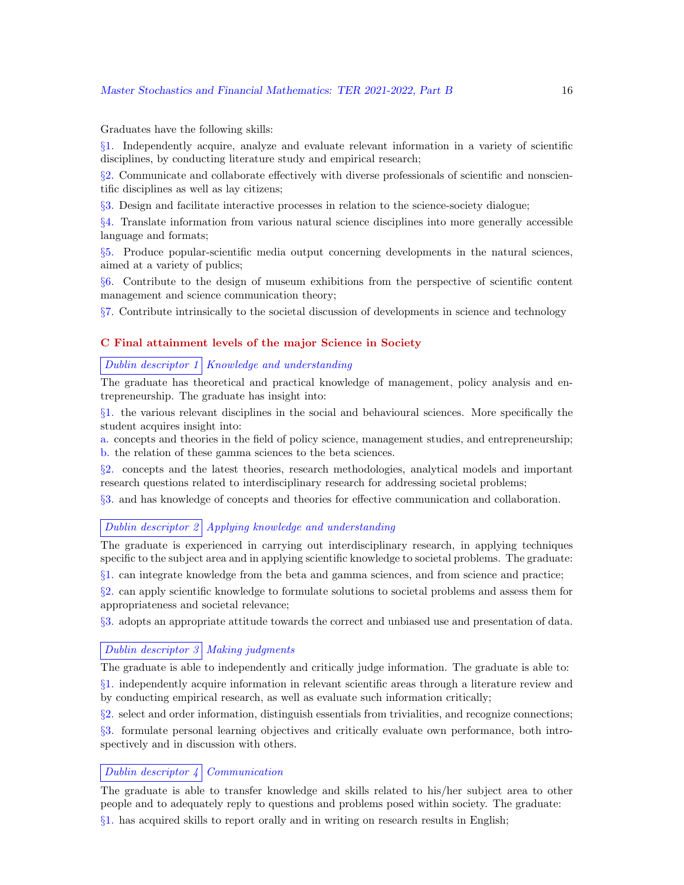Graduates have the following skills:

§1. Independently acquire, analyze and evaluate relevant information in a variety of scientific disciplines, by conducting literature study and empirical research;

§2. Communicate and collaborate effectively with diverse professionals of scientific and nonscientific disciplines as well as lay citizens;

§3. Design and facilitate interactive processes in relation to the science-society dialogue;

§4. Translate information from various natural science disciplines into more generally accessible language and formats;

§5. Produce popular-scientific media output concerning developments in the natural sciences, aimed at a variety of publics;

§6. Contribute to the design of museum exhibitions from the perspective of scientific content management and science communication theory;

§7. Contribute intrinsically to the societal discussion of developments in science and technology

## C Final attainment levels of the major Science in Society

*Dublin descriptor 1* *Knowledge and understanding*

The graduate has theoretical and practical knowledge of management, policy analysis and entrepreneurship. The graduate has insight into:

§1. the various relevant disciplines in the social and behavioural sciences. More specifically the student acquires insight into:

a. concepts and theories in the field of policy science, management studies, and entrepreneurship;
b. the relation of these gamma sciences to the beta sciences.

§2. concepts and the latest theories, research methodologies, analytical models and important research questions related to interdisciplinary research for addressing societal problems;

§3. and has knowledge of concepts and theories for effective communication and collaboration.

*Dublin descriptor 2* *Applying knowledge and understanding*

The graduate is experienced in carrying out interdisciplinary research, in applying techniques specific to the subject area and in applying scientific knowledge to societal problems. The graduate:

§1. can integrate knowledge from the beta and gamma sciences, and from science and practice;

§2. can apply scientific knowledge to formulate solutions to societal problems and assess them for appropriateness and societal relevance;

§3. adopts an appropriate attitude towards the correct and unbiased use and presentation of data.

*Dublin descriptor 3* *Making judgments*

The graduate is able to independently and critically judge information. The graduate is able to:

§1. independently acquire information in relevant scientific areas through a literature review and by conducting empirical research, as well as evaluate such information critically;

§2. select and order information, distinguish essentials from trivialities, and recognize connections;

§3. formulate personal learning objectives and critically evaluate own performance, both introspectively and in discussion with others.

*Dublin descriptor 4* *Communication*

The graduate is able to transfer knowledge and skills related to his/her subject area to other people and to adequately reply to questions and problems posed within society. The graduate:

§1. has acquired skills to report orally and in writing on research results in English;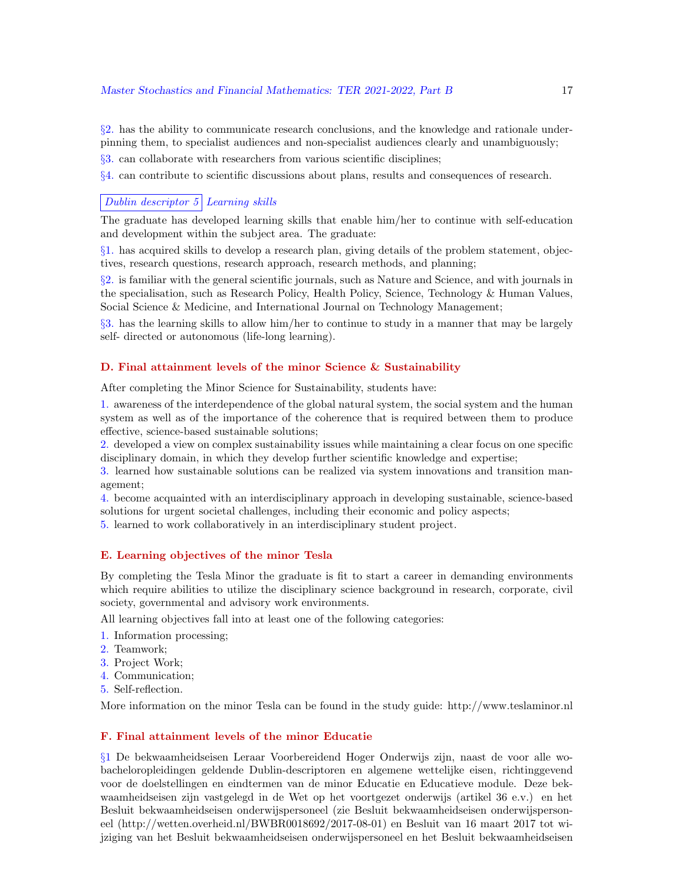§2. has the ability to communicate research conclusions, and the knowledge and rationale underpinning them, to specialist audiences and non-specialist audiences clearly and unambiguously;

§3. can collaborate with researchers from various scientific disciplines;

§4. can contribute to scientific discussions about plans, results and consequences of research.

*Dublin descriptor 5* *Learning skills*

The graduate has developed learning skills that enable him/her to continue with self-education and development within the subject area. The graduate:

§1. has acquired skills to develop a research plan, giving details of the problem statement, objectives, research questions, research approach, research methods, and planning;

§2. is familiar with the general scientific journals, such as Nature and Science, and with journals in the specialisation, such as Research Policy, Health Policy, Science, Technology & Human Values, Social Science & Medicine, and International Journal on Technology Management;

§3. has the learning skills to allow him/her to continue to study in a manner that may be largely self- directed or autonomous (life-long learning).

### D. Final attainment levels of the minor Science & Sustainability

After completing the Minor Science for Sustainability, students have:

1. awareness of the interdependence of the global natural system, the social system and the human system as well as of the importance of the coherence that is required between them to produce effective, science-based sustainable solutions;
2. developed a view on complex sustainability issues while maintaining a clear focus on one specific disciplinary domain, in which they develop further scientific knowledge and expertise;
3. learned how sustainable solutions can be realized via system innovations and transition management;
4. become acquainted with an interdisciplinary approach in developing sustainable, science-based solutions for urgent societal challenges, including their economic and policy aspects;
5. learned to work collaboratively in an interdisciplinary student project.

### E. Learning objectives of the minor Tesla

By completing the Tesla Minor the graduate is fit to start a career in demanding environments which require abilities to utilize the disciplinary science background in research, corporate, civil society, governmental and advisory work environments.

All learning objectives fall into at least one of the following categories:

1. Information processing;
2. Teamwork;
3. Project Work;
4. Communication;
5. Self-reflection.

More information on the minor Tesla can be found in the study guide: http://www.teslaminor.nl

### F. Final attainment levels of the minor Educatie

§1 De bekwaamheidseisen Leraar Voorbereidend Hoger Onderwijs zijn, naast de voor alle wo-bacheloropleidingen geldende Dublin-descriptoren en algemene wettelijke eisen, richtinggevend voor de doelstellingen en eindtermen van de minor Educatie en Educatieve module. Deze bekwaamheidseisen zijn vastgelegd in de Wet op het voortgezet onderwijs (artikel 36 e.v.) en het Besluit bekwaamheidseisen onderwijspersoneel (zie Besluit bekwaamheidseisen onderwijspersoneel (http://wetten.overheid.nl/BWBR0018692/2017-08-01) en Besluit van 16 maart 2017 tot wijziging van het Besluit bekwaamheidseisen onderwijspersoneel en het Besluit bekwaamheidseisen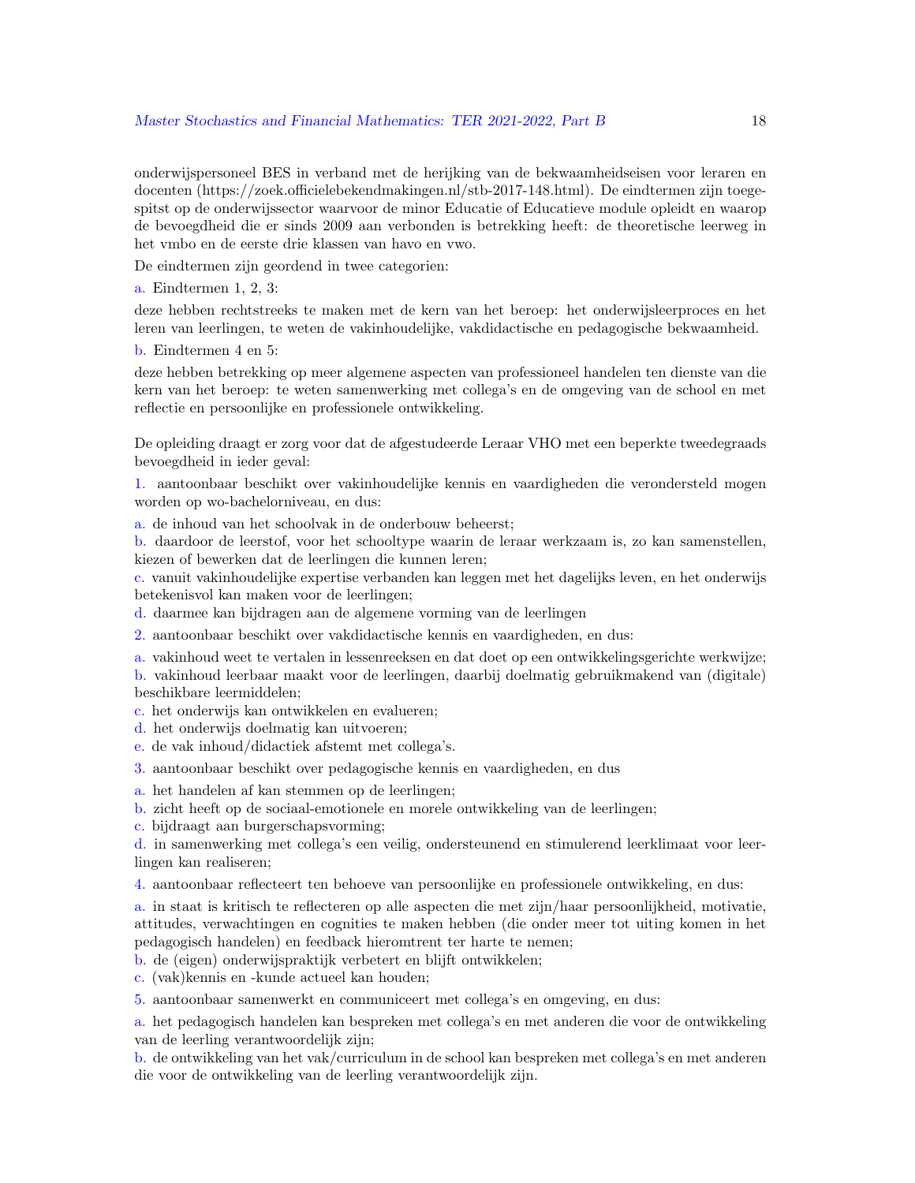onderwijspersoneel BES in verband met de herijking van de bekwaamheidseisen voor leraren en docenten (https://zoek.officielebekendmakingen.nl/stb-2017-148.html). De eindtermen zijn toegespitst op de onderwijssector waarvoor de minor Educatie of Educatieve module opleidt en waarop de bevoegdheid die er sinds 2009 aan verbonden is betrekking heeft: de theoretische leerweg in het vmbo en de eerste drie klassen van havo en vwo.

De eindtermen zijn geordend in twee categorien:

a. Eindtermen 1, 2, 3:

deze hebben rechtstreeks te maken met de kern van het beroep: het onderwijsleerproces en het leren van leerlingen, te weten de vakinhoudelijke, vakdidactische en pedagogische bekwaamheid.

b. Eindtermen 4 en 5:

deze hebben betrekking op meer algemene aspecten van professioneel handelen ten dienste van die kern van het beroep: te weten samenwerking met collega's en de omgeving van de school en met reflectie en persoonlijke en professionele ontwikkeling.

De opleiding draagt er zorg voor dat de afgestudeerde Leraar VHO met een beperkte tweedegraads bevoegdheid in ieder geval:

1. aantoonbaar beschikt over vakinhoudelijke kennis en vaardigheden die verondersteld mogen worden op wo-bachelorniveau, en dus:

a. de inhoud van het schoolvak in de onderbouw beheerst;
b. daardoor de leerstof, voor het schooltype waarin de leraar werkzaam is, zo kan samenstellen, kiezen of bewerken dat de leerlingen die kunnen leren;
c. vanuit vakinhoudelijke expertise verbanden kan leggen met het dagelijks leven, en het onderwijs betekenisvol kan maken voor de leerlingen;
d. daarmee kan bijdragen aan de algemene vorming van de leerlingen

2. aantoonbaar beschikt over vakdidactische kennis en vaardigheden, en dus:

a. vakinhoud weet te vertalen in lessenreeksen en dat doet op een ontwikkelingsgerichte werkwijze;
b. vakinhoud leerbaar maakt voor de leerlingen, daarbij doelmatig gebruikmakend van (digitale) beschikbare leermiddelen;
c. het onderwijs kan ontwikkelen en evalueren;
d. het onderwijs doelmatig kan uitvoeren;
e. de vak inhoud/didactiek afstemt met collega's.

3. aantoonbaar beschikt over pedagogische kennis en vaardigheden, en dus

a. het handelen af kan stemmen op de leerlingen;
b. zicht heeft op de sociaal-emotionele en morele ontwikkeling van de leerlingen;
c. bijdraagt aan burgerschapsvorming;
d. in samenwerking met collega's een veilig, ondersteunend en stimulerend leerklimaat voor leerlingen kan realiseren;

4. aantoonbaar reflecteert ten behoeve van persoonlijke en professionele ontwikkeling, en dus:

a. in staat is kritisch te reflecteren op alle aspecten die met zijn/haar persoonlijkheid, motivatie, attitudes, verwachtingen en cognities te maken hebben (die onder meer tot uiting komen in het pedagogisch handelen) en feedback hieromtrent ter harte te nemen;
b. de (eigen) onderwijspraktijk verbetert en blijft ontwikkelen;
c. (vak)kennis en -kunde actueel kan houden;

5. aantoonbaar samenwerkt en communiceert met collega's en omgeving, en dus:

a. het pedagogisch handelen kan bespreken met collega's en met anderen die voor de ontwikkeling van de leerling verantwoordelijk zijn;
b. de ontwikkeling van het vak/curriculum in de school kan bespreken met collega's en met anderen die voor de ontwikkeling van de leerling verantwoordelijk zijn.